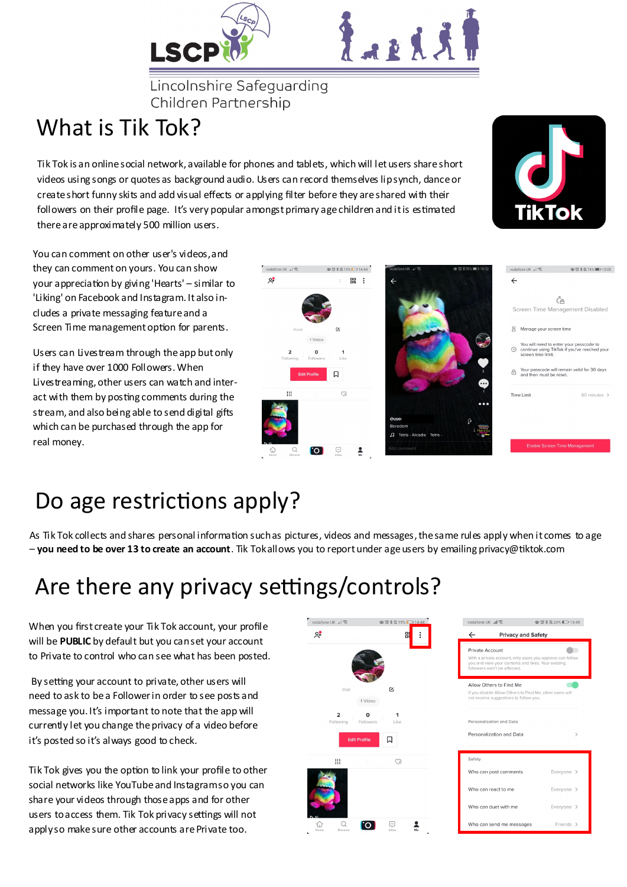LSCP

Lincolnshire Safeguarding Children Partnership

# What is Tik Tok?

Tik Tok is an online social network, available for phones and tablets, which will let users share short videos using songs or quotes as background audio. Users can record themselves lip synch, dance or create short funny skits and add visual effects or applying filter before they are shared with their followers on their profile page. It's very popular amongst primary age children and it is estimated there are approximately 500 million users.

You can comment on other user's videos, and they can comment on yours. You can show your appreciation by giving 'Hearts' – similar to 'Liking' on Facebook and Instagram. It also includes a private messaging feature and a Screen Time management option for parents.

Users can Livestream through the app but only if they have over 1000 Followers. When Livestreaming, other users can watch and interact with them by posting comments during the stream, and also being able to send digital gifts which can be purchased through the app for real money.

# Do age restrictions apply?

As Tik Tok collects and shares personal information such as pictures, videos and messages, the same rules apply when it comes to age – **you need to be over 13 to create an account**. Tik Tok allows you to report under age users by emailing privacy@tiktok.com

# Are there any privacy settings/controls?

When you first create your Tik Tok account, your profile will be **PUBLIC** by default but you can set your account to Private to control who can see what has been posted.

By setting your account to private, other users will need to ask to be a Follower in order to see posts and message you. It's important to note that the app will currently let you change the privacy of a video before it's posted so it's always good to check.

Tik Tok gives you the option to link your profile to other social networks like YouTube and Instagram so you can share your videos through those apps and for other users to access them. Tik Tok privacy settings will not apply so make sure other accounts are Private too.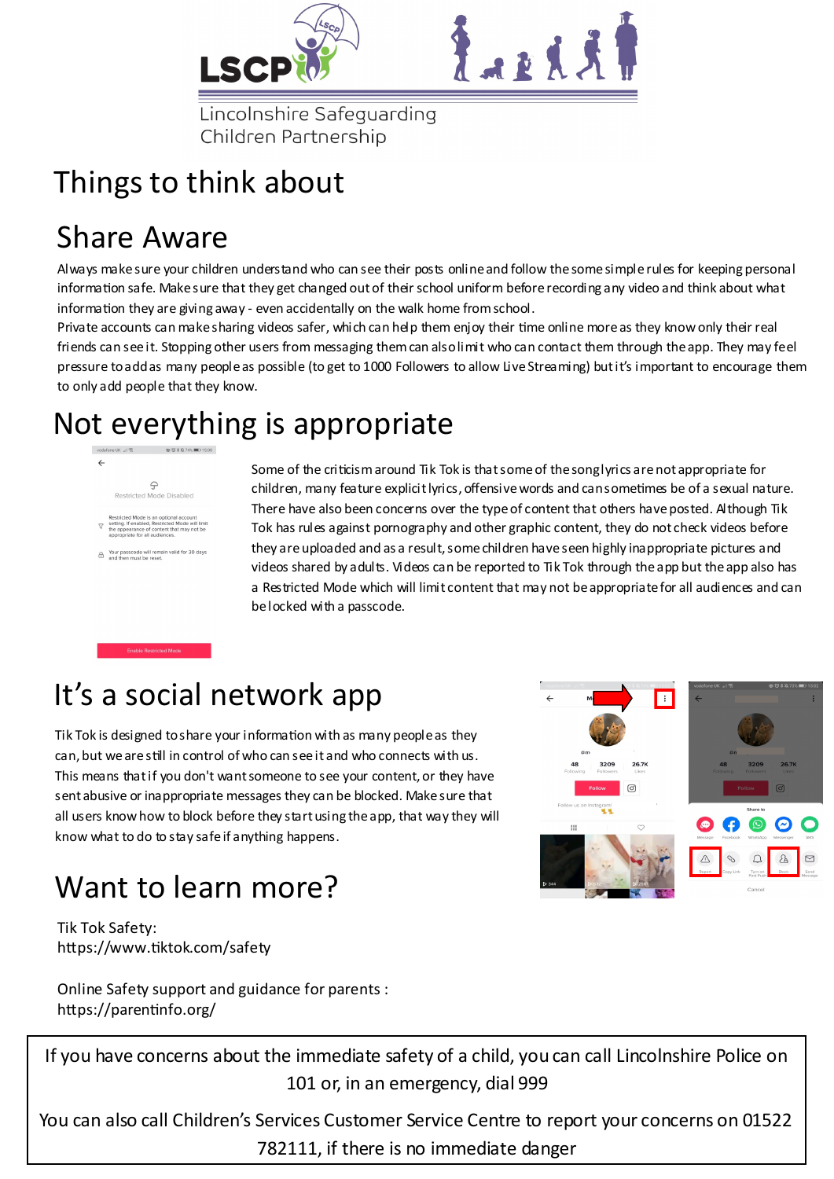Lincolnshire Safeguarding Children Partnership

# Things to think about

## Share Aware

Always make sure your children understand who can see their posts online and follow the some simple rules for keeping personal information safe. Make sure that they get changed out of their school uniform before recording any video and think about what information they are giving away - even accidentally on the walk home from school.

Private accounts can make sharing videos safer, which can help them enjoy their time online more as they know only their real friends can see it. Stopping other users from messaging them can also limit who can contact them through the app. They may feel pressure to add as many people as possible (to get to 1000 Followers to allow Live Streaming) but it's important to encourage them to only add people that they know.

## Not everything is appropriate

Some of the criticism around Tik Tok is that some of the song lyrics are not appropriate for children, many feature explicit lyrics, offensive words and can sometimes be of a sexual nature. There have also been concerns over the type of content that others have posted. Although Tik Tok has rules against pornography and other graphic content, they do not check videos before they are uploaded and as a result, some children have seen highly inappropriate pictures and videos shared by adults. Videos can be reported to Tik Tok through the app but the app also has a Restricted Mode which will limit content that may not be appropriate for all audiences and can be locked with a passcode.

## It's a social network app

Tik Tok is designed to share your information with as many people as they can, but we are still in control of who can see it and who connects with us. This means that if you don't want someone to see your content, or they have sent abusive or inappropriate messages they can be blocked. Make sure that all users know how to block before they start using the app, that way they will know what to do to stay safe if anything happens.

## Want to learn more?

Tik Tok Safety:
https://www.tiktok.com/safety

Online Safety support and guidance for parents :
https://parentinfo.org/

If you have concerns about the immediate safety of a child, you can call Lincolnshire Police on 101 or, in an emergency, dial 999

You can also call Children's Services Customer Service Centre to report your concerns on 01522 782111, if there is no immediate danger